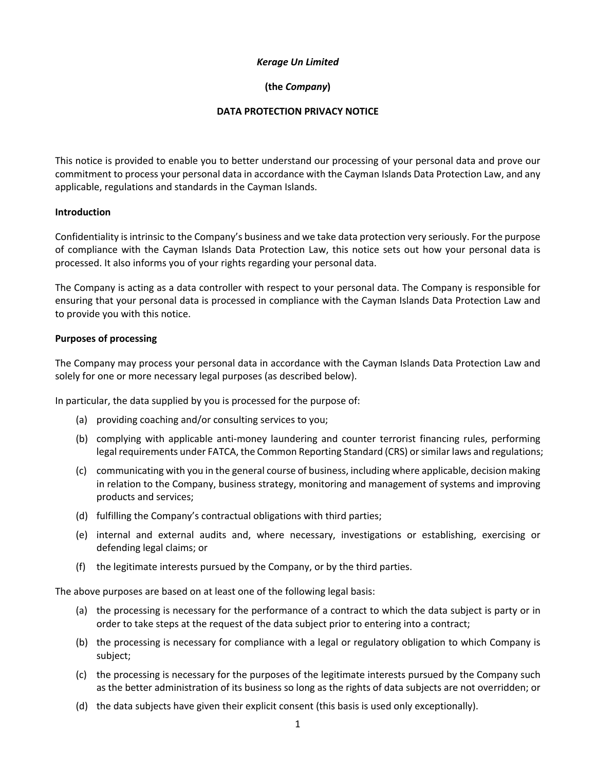*Kerage Un Limited*

**(the *Company*)**

**DATA PROTECTION PRIVACY NOTICE**

This notice is provided to enable you to better understand our processing of your personal data and prove our commitment to process your personal data in accordance with the Cayman Islands Data Protection Law, and any applicable, regulations and standards in the Cayman Islands.

**Introduction**

Confidentiality is intrinsic to the Company's business and we take data protection very seriously. For the purpose of compliance with the Cayman Islands Data Protection Law, this notice sets out how your personal data is processed. It also informs you of your rights regarding your personal data.

The Company is acting as a data controller with respect to your personal data. The Company is responsible for ensuring that your personal data is processed in compliance with the Cayman Islands Data Protection Law and to provide you with this notice.

**Purposes of processing**

The Company may process your personal data in accordance with the Cayman Islands Data Protection Law and solely for one or more necessary legal purposes (as described below).

In particular, the data supplied by you is processed for the purpose of:

(a) providing coaching and/or consulting services to you;

(b) complying with applicable anti-money laundering and counter terrorist financing rules, performing legal requirements under FATCA, the Common Reporting Standard (CRS) or similar laws and regulations;

(c) communicating with you in the general course of business, including where applicable, decision making in relation to the Company, business strategy, monitoring and management of systems and improving products and services;

(d) fulfilling the Company's contractual obligations with third parties;

(e) internal and external audits and, where necessary, investigations or establishing, exercising or defending legal claims; or

(f) the legitimate interests pursued by the Company, or by the third parties.

The above purposes are based on at least one of the following legal basis:

(a) the processing is necessary for the performance of a contract to which the data subject is party or in order to take steps at the request of the data subject prior to entering into a contract;

(b) the processing is necessary for compliance with a legal or regulatory obligation to which Company is subject;

(c) the processing is necessary for the purposes of the legitimate interests pursued by the Company such as the better administration of its business so long as the rights of data subjects are not overridden; or

(d) the data subjects have given their explicit consent (this basis is used only exceptionally).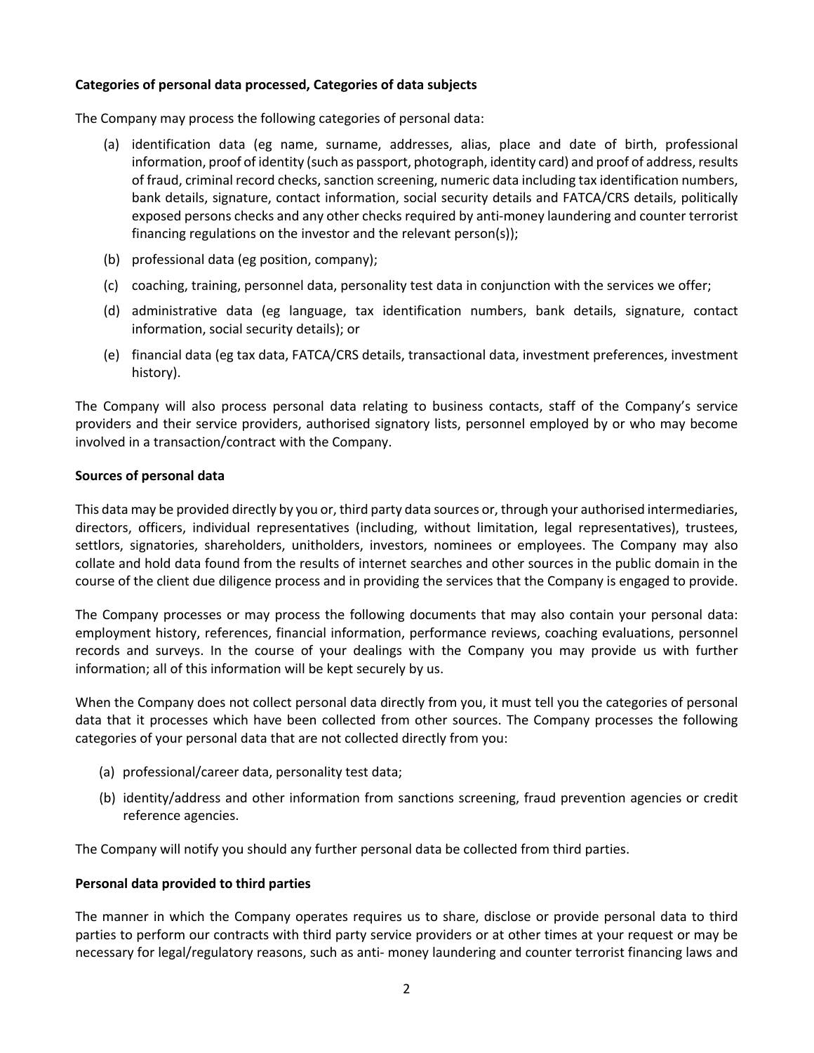**Categories of personal data processed, Categories of data subjects**

The Company may process the following categories of personal data:

(a) identification data (eg name, surname, addresses, alias, place and date of birth, professional information, proof of identity (such as passport, photograph, identity card) and proof of address, results of fraud, criminal record checks, sanction screening, numeric data including tax identification numbers, bank details, signature, contact information, social security details and FATCA/CRS details, politically exposed persons checks and any other checks required by anti-money laundering and counter terrorist financing regulations on the investor and the relevant person(s));

(b) professional data (eg position, company);

(c) coaching, training, personnel data, personality test data in conjunction with the services we offer;

(d) administrative data (eg language, tax identification numbers, bank details, signature, contact information, social security details); or

(e) financial data (eg tax data, FATCA/CRS details, transactional data, investment preferences, investment history).

The Company will also process personal data relating to business contacts, staff of the Company's service providers and their service providers, authorised signatory lists, personnel employed by or who may become involved in a transaction/contract with the Company.

**Sources of personal data**

This data may be provided directly by you or, third party data sources or, through your authorised intermediaries, directors, officers, individual representatives (including, without limitation, legal representatives), trustees, settlors, signatories, shareholders, unitholders, investors, nominees or employees. The Company may also collate and hold data found from the results of internet searches and other sources in the public domain in the course of the client due diligence process and in providing the services that the Company is engaged to provide.

The Company processes or may process the following documents that may also contain your personal data: employment history, references, financial information, performance reviews, coaching evaluations, personnel records and surveys. In the course of your dealings with the Company you may provide us with further information; all of this information will be kept securely by us.

When the Company does not collect personal data directly from you, it must tell you the categories of personal data that it processes which have been collected from other sources. The Company processes the following categories of your personal data that are not collected directly from you:

(a) professional/career data, personality test data;

(b) identity/address and other information from sanctions screening, fraud prevention agencies or credit reference agencies.

The Company will notify you should any further personal data be collected from third parties.

**Personal data provided to third parties**

The manner in which the Company operates requires us to share, disclose or provide personal data to third parties to perform our contracts with third party service providers or at other times at your request or may be necessary for legal/regulatory reasons, such as anti- money laundering and counter terrorist financing laws and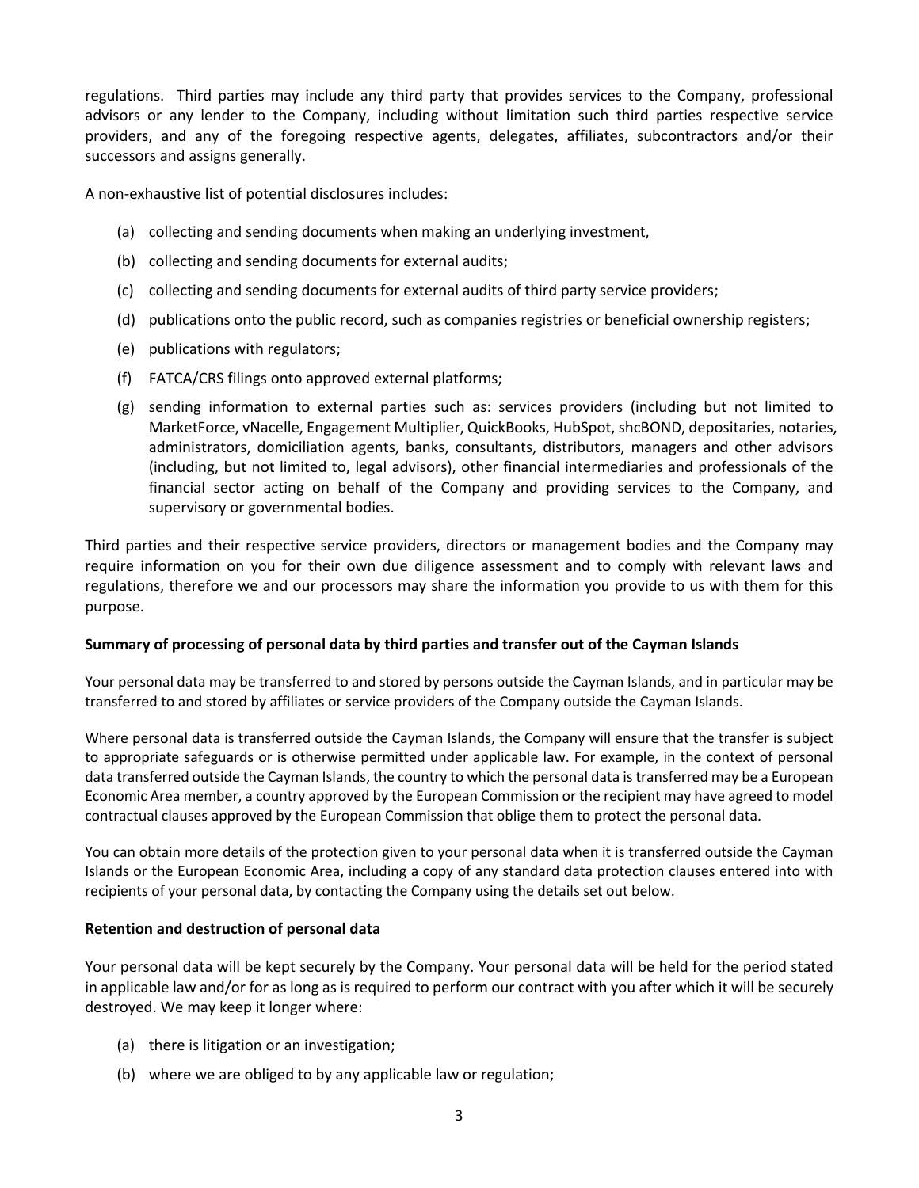regulations. Third parties may include any third party that provides services to the Company, professional advisors or any lender to the Company, including without limitation such third parties respective service providers, and any of the foregoing respective agents, delegates, affiliates, subcontractors and/or their successors and assigns generally.

A non-exhaustive list of potential disclosures includes:

(a) collecting and sending documents when making an underlying investment,

(b) collecting and sending documents for external audits;

(c) collecting and sending documents for external audits of third party service providers;

(d) publications onto the public record, such as companies registries or beneficial ownership registers;

(e) publications with regulators;

(f) FATCA/CRS filings onto approved external platforms;

(g) sending information to external parties such as: services providers (including but not limited to MarketForce, vNacelle, Engagement Multiplier, QuickBooks, HubSpot, shcBOND, depositaries, notaries, administrators, domiciliation agents, banks, consultants, distributors, managers and other advisors (including, but not limited to, legal advisors), other financial intermediaries and professionals of the financial sector acting on behalf of the Company and providing services to the Company, and supervisory or governmental bodies.

Third parties and their respective service providers, directors or management bodies and the Company may require information on you for their own due diligence assessment and to comply with relevant laws and regulations, therefore we and our processors may share the information you provide to us with them for this purpose.

**Summary of processing of personal data by third parties and transfer out of the Cayman Islands**

Your personal data may be transferred to and stored by persons outside the Cayman Islands, and in particular may be transferred to and stored by affiliates or service providers of the Company outside the Cayman Islands.

Where personal data is transferred outside the Cayman Islands, the Company will ensure that the transfer is subject to appropriate safeguards or is otherwise permitted under applicable law. For example, in the context of personal data transferred outside the Cayman Islands, the country to which the personal data is transferred may be a European Economic Area member, a country approved by the European Commission or the recipient may have agreed to model contractual clauses approved by the European Commission that oblige them to protect the personal data.

You can obtain more details of the protection given to your personal data when it is transferred outside the Cayman Islands or the European Economic Area, including a copy of any standard data protection clauses entered into with recipients of your personal data, by contacting the Company using the details set out below.

**Retention and destruction of personal data**

Your personal data will be kept securely by the Company. Your personal data will be held for the period stated in applicable law and/or for as long as is required to perform our contract with you after which it will be securely destroyed. We may keep it longer where:

(a) there is litigation or an investigation;

(b) where we are obliged to by any applicable law or regulation;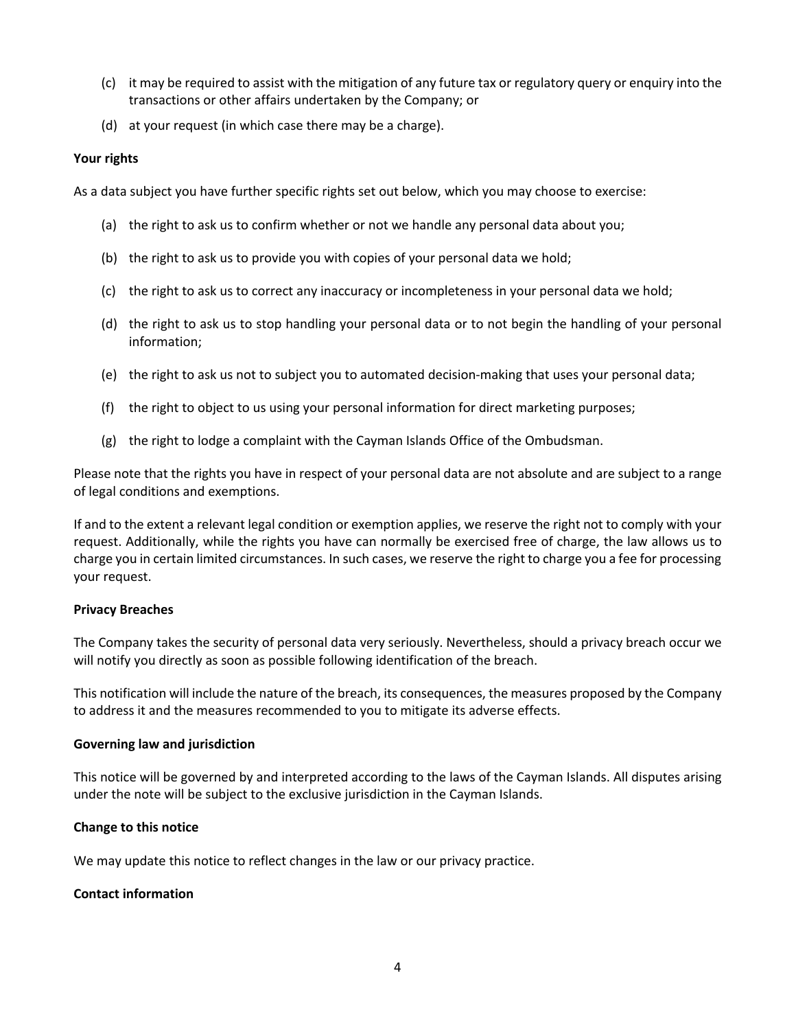(c) it may be required to assist with the mitigation of any future tax or regulatory query or enquiry into the transactions or other affairs undertaken by the Company; or

(d) at your request (in which case there may be a charge).

**Your rights**

As a data subject you have further specific rights set out below, which you may choose to exercise:

(a) the right to ask us to confirm whether or not we handle any personal data about you;

(b) the right to ask us to provide you with copies of your personal data we hold;

(c) the right to ask us to correct any inaccuracy or incompleteness in your personal data we hold;

(d) the right to ask us to stop handling your personal data or to not begin the handling of your personal information;

(e) the right to ask us not to subject you to automated decision-making that uses your personal data;

(f) the right to object to us using your personal information for direct marketing purposes;

(g) the right to lodge a complaint with the Cayman Islands Office of the Ombudsman.

Please note that the rights you have in respect of your personal data are not absolute and are subject to a range of legal conditions and exemptions.

If and to the extent a relevant legal condition or exemption applies, we reserve the right not to comply with your request. Additionally, while the rights you have can normally be exercised free of charge, the law allows us to charge you in certain limited circumstances. In such cases, we reserve the right to charge you a fee for processing your request.

**Privacy Breaches**

The Company takes the security of personal data very seriously. Nevertheless, should a privacy breach occur we will notify you directly as soon as possible following identification of the breach.

This notification will include the nature of the breach, its consequences, the measures proposed by the Company to address it and the measures recommended to you to mitigate its adverse effects.

**Governing law and jurisdiction**

This notice will be governed by and interpreted according to the laws of the Cayman Islands. All disputes arising under the note will be subject to the exclusive jurisdiction in the Cayman Islands.

**Change to this notice**

We may update this notice to reflect changes in the law or our privacy practice.

**Contact information**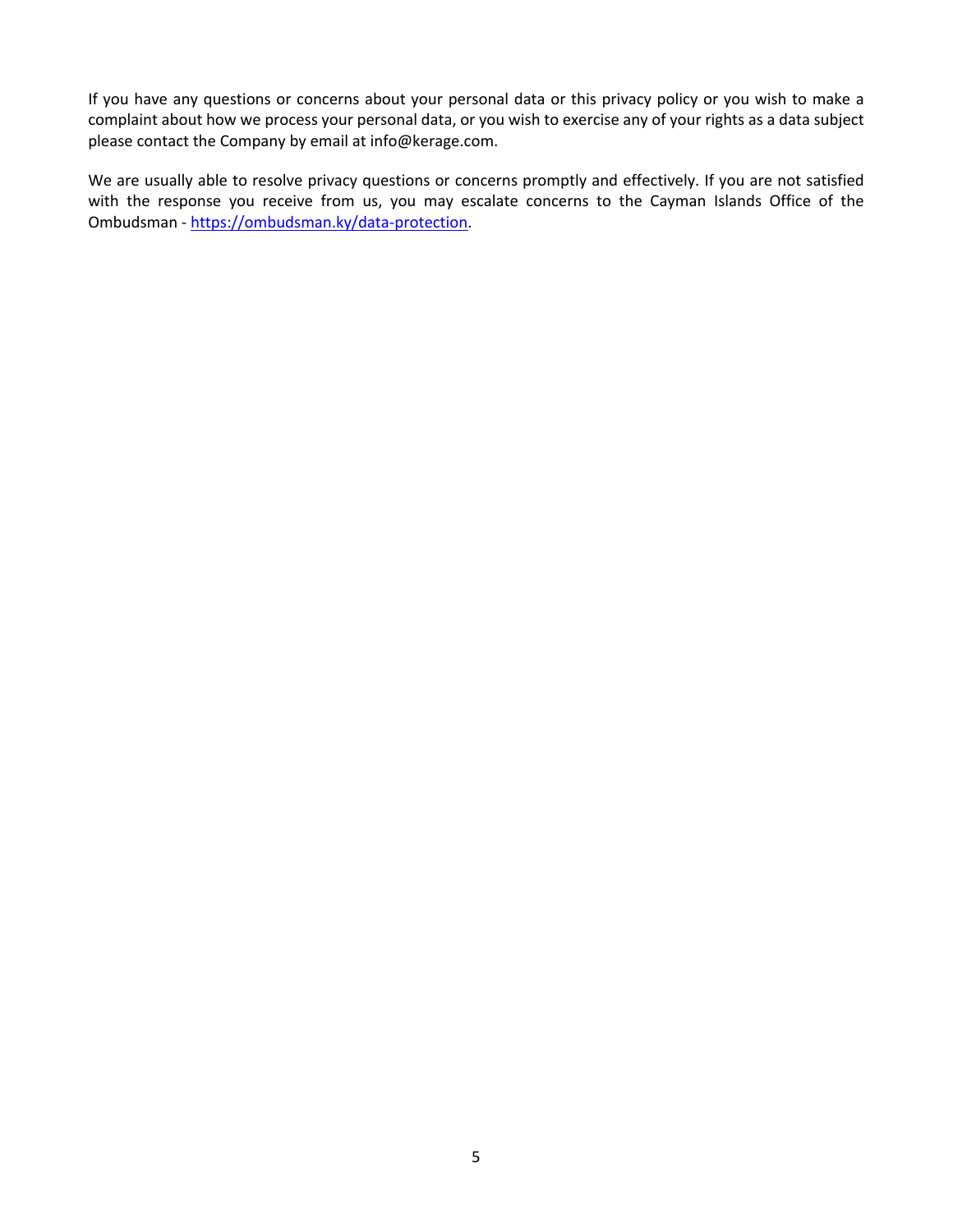If you have any questions or concerns about your personal data or this privacy policy or you wish to make a complaint about how we process your personal data, or you wish to exercise any of your rights as a data subject please contact the Company by email at info@kerage.com.

We are usually able to resolve privacy questions or concerns promptly and effectively. If you are not satisfied with the response you receive from us, you may escalate concerns to the Cayman Islands Office of the Ombudsman - [https://ombudsman.ky/data-protection](https://ombudsman.ky/data-protection).